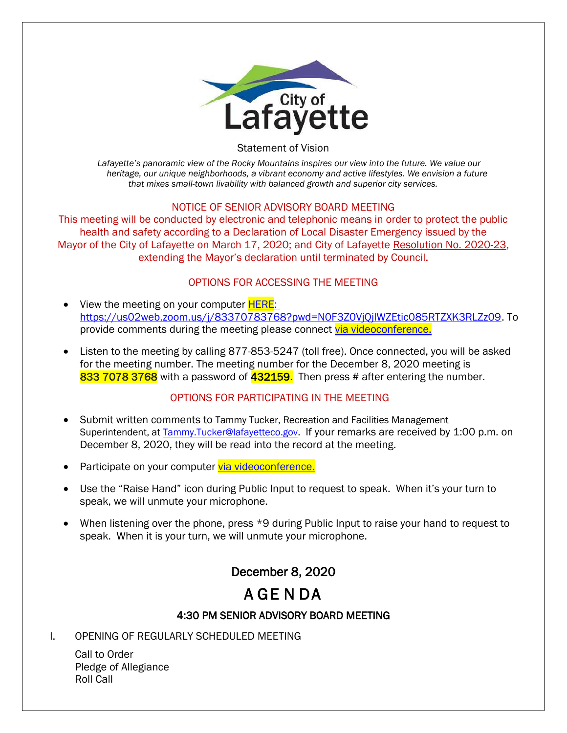City of Lafayette

Statement of Vision

*Lafayette's panoramic view of the Rocky Mountains inspires our view into the future. We value our heritage, our unique neighborhoods, a vibrant economy and active lifestyles. We envision a future that mixes small-town livability with balanced growth and superior city services.*

NOTICE OF SENIOR ADVISORY BOARD MEETING

This meeting will be conducted by electronic and telephonic means in order to protect the public health and safety according to a Declaration of Local Disaster Emergency issued by the Mayor of the City of Lafayette on March 17, 2020; and City of Lafayette Resolution No. 2020-23, extending the Mayor's declaration until terminated by Council.

OPTIONS FOR ACCESSING THE MEETING

- View the meeting on your computer HERE: https://us02web.zoom.us/j/83370783768?pwd=N0F3Z0VjQjlWZEtic085RTZXK3RLZz09. To provide comments during the meeting please connect via videoconference.
- Listen to the meeting by calling 877-853-5247 (toll free). Once connected, you will be asked for the meeting number. The meeting number for the December 8, 2020 meeting is **833 7078 3768** with a password of **432159**. Then press # after entering the number.

OPTIONS FOR PARTICIPATING IN THE MEETING

- Submit written comments to Tammy Tucker, Recreation and Facilities Management Superintendent, at Tammy.Tucker@lafayetteco.gov. If your remarks are received by 1:00 p.m. on December 8, 2020, they will be read into the record at the meeting.
- Participate on your computer via videoconference.
- Use the "Raise Hand" icon during Public Input to request to speak. When it's your turn to speak, we will unmute your microphone.
- When listening over the phone, press *9 during Public Input to raise your hand to request to speak. When it is your turn, we will unmute your microphone.

## December 8, 2020

# AGENDA

### 4:30 PM SENIOR ADVISORY BOARD MEETING

I. OPENING OF REGULARLY SCHEDULED MEETING

Call to Order
Pledge of Allegiance
Roll Call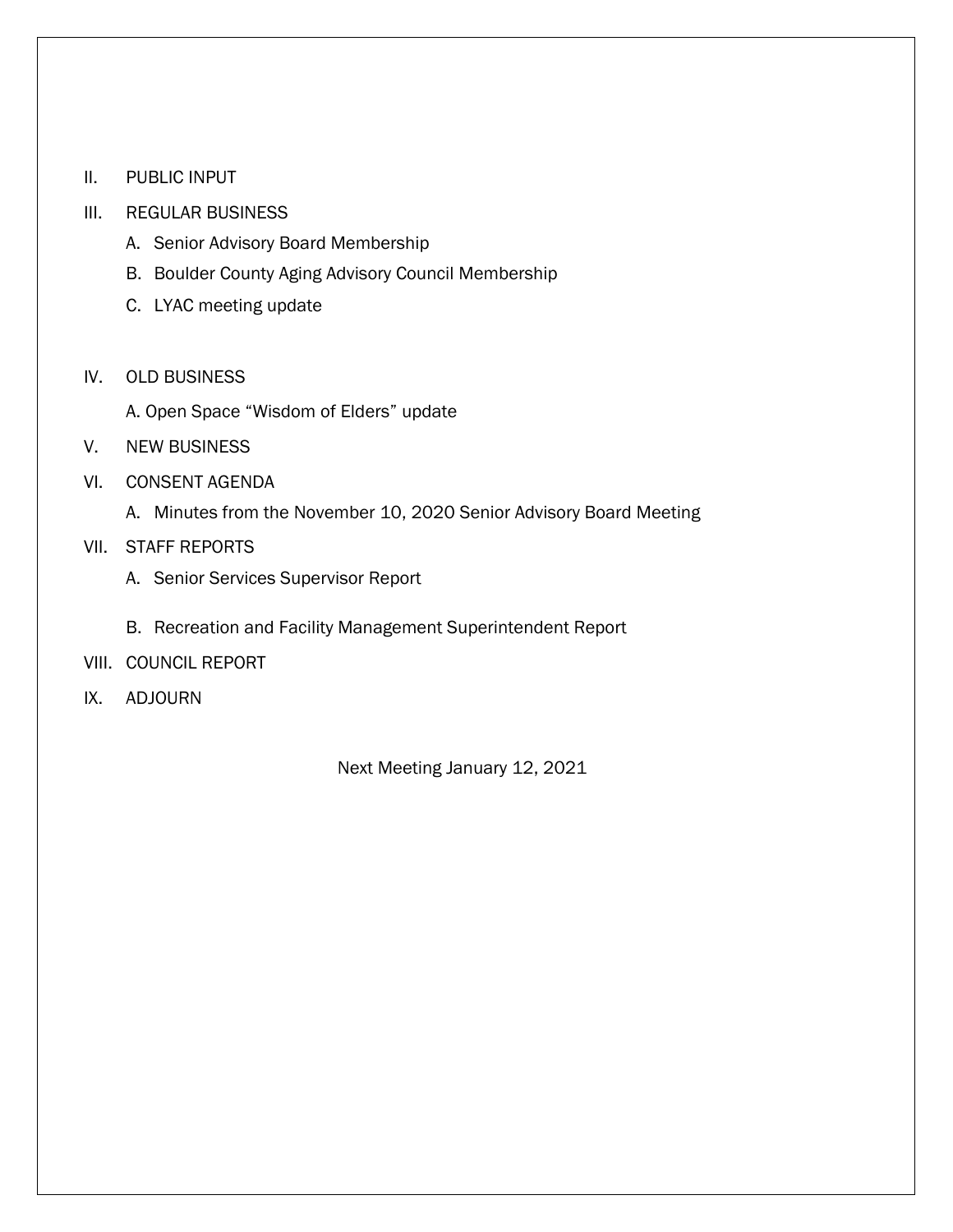II. PUBLIC INPUT

III. REGULAR BUSINESS

   A. Senior Advisory Board Membership

   B. Boulder County Aging Advisory Council Membership

   C. LYAC meeting update

IV. OLD BUSINESS

   A. Open Space "Wisdom of Elders" update

V. NEW BUSINESS

VI. CONSENT AGENDA

   A. Minutes from the November 10, 2020 Senior Advisory Board Meeting

VII. STAFF REPORTS

   A. Senior Services Supervisor Report

   B. Recreation and Facility Management Superintendent Report

VIII. COUNCIL REPORT

IX. ADJOURN

Next Meeting January 12, 2021